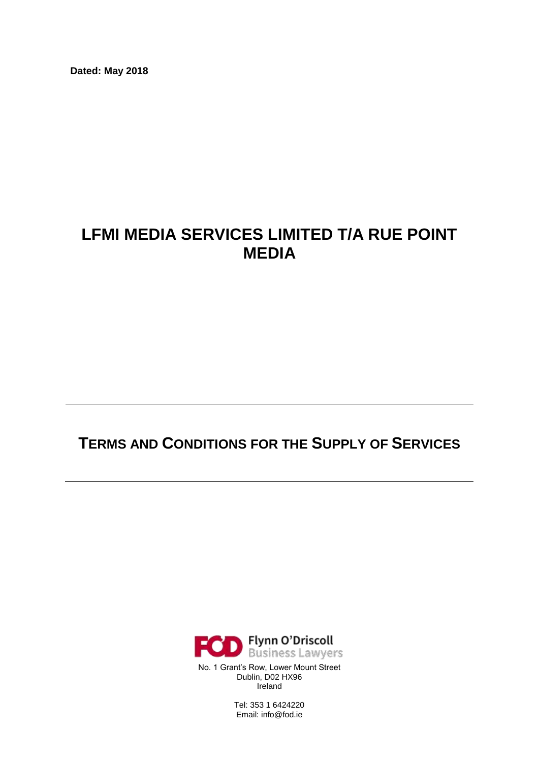**Dated: May 2018**

# LFMI MEDIA SERVICES LIMITED T/A RUE POINT MEDIA

---

## TERMS AND CONDITIONS FOR THE SUPPLY OF SERVICES

---

Flynn O'Driscoll
Business Lawyers

No. 1 Grant's Row, Lower Mount Street
Dublin, D02 HX96
Ireland

Tel: 353 1 6424220
Email: info@fod.ie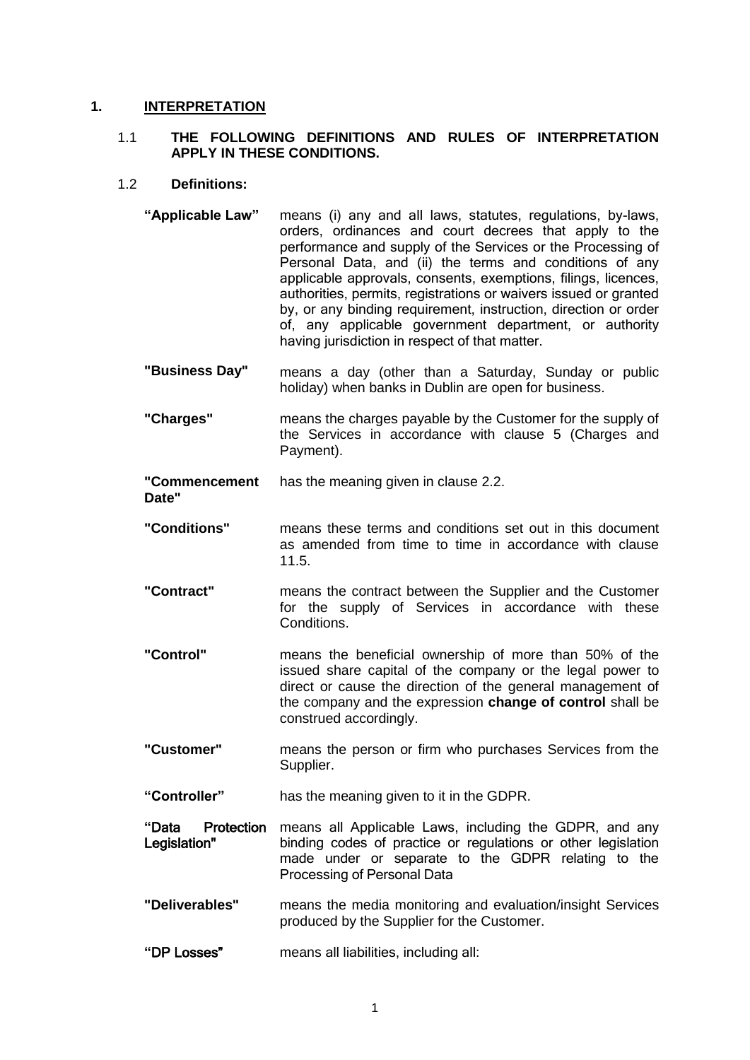# 1. INTERPRETATION

## 1.1 THE FOLLOWING DEFINITIONS AND RULES OF INTERPRETATION APPLY IN THESE CONDITIONS.

## 1.2 Definitions:

**"Applicable Law"** means (i) any and all laws, statutes, regulations, by-laws, orders, ordinances and court decrees that apply to the performance and supply of the Services or the Processing of Personal Data, and (ii) the terms and conditions of any applicable approvals, consents, exemptions, filings, licences, authorities, permits, registrations or waivers issued or granted by, or any binding requirement, instruction, direction or order of, any applicable government department, or authority having jurisdiction in respect of that matter.

**"Business Day"** means a day (other than a Saturday, Sunday or public holiday) when banks in Dublin are open for business.

**"Charges"** means the charges payable by the Customer for the supply of the Services in accordance with clause 5 (Charges and Payment).

**"Commencement Date"** has the meaning given in clause 2.2.

**"Conditions"** means these terms and conditions set out in this document as amended from time to time in accordance with clause 11.5.

**"Contract"** means the contract between the Supplier and the Customer for the supply of Services in accordance with these Conditions.

**"Control"** means the beneficial ownership of more than 50% of the issued share capital of the company or the legal power to direct or cause the direction of the general management of the company and the expression **change of control** shall be construed accordingly.

**"Customer"** means the person or firm who purchases Services from the Supplier.

**"Controller"** has the meaning given to it in the GDPR.

**"Data Protection Legislation"** means all Applicable Laws, including the GDPR, and any binding codes of practice or regulations or other legislation made under or separate to the GDPR relating to the Processing of Personal Data

**"Deliverables"** means the media monitoring and evaluation/insight Services produced by the Supplier for the Customer.

**"DP Losses"** means all liabilities, including all: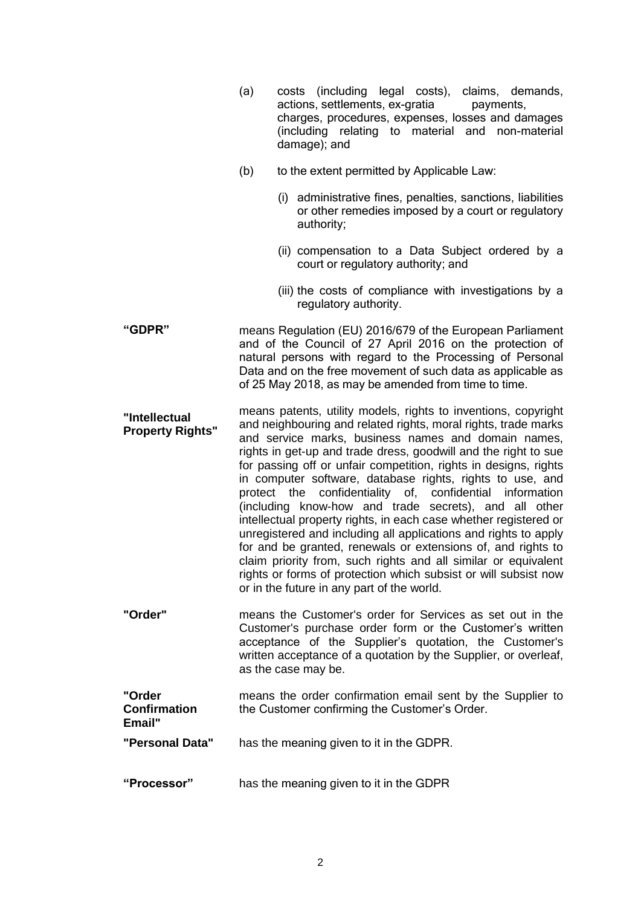(a) costs (including legal costs), claims, demands, actions, settlements, ex-gratia payments, charges, procedures, expenses, losses and damages (including relating to material and non-material damage); and

(b) to the extent permitted by Applicable Law:

(i) administrative fines, penalties, sanctions, liabilities or other remedies imposed by a court or regulatory authority;

(ii) compensation to a Data Subject ordered by a court or regulatory authority; and

(iii) the costs of compliance with investigations by a regulatory authority.

**"GDPR"** means Regulation (EU) 2016/679 of the European Parliament and of the Council of 27 April 2016 on the protection of natural persons with regard to the Processing of Personal Data and on the free movement of such data as applicable as of 25 May 2018, as may be amended from time to time.

**"Intellectual Property Rights"** means patents, utility models, rights to inventions, copyright and neighbouring and related rights, moral rights, trade marks and service marks, business names and domain names, rights in get-up and trade dress, goodwill and the right to sue for passing off or unfair competition, rights in designs, rights in computer software, database rights, rights to use, and protect the confidentiality of, confidential information (including know-how and trade secrets), and all other intellectual property rights, in each case whether registered or unregistered and including all applications and rights to apply for and be granted, renewals or extensions of, and rights to claim priority from, such rights and all similar or equivalent rights or forms of protection which subsist or will subsist now or in the future in any part of the world.

**"Order"** means the Customer's order for Services as set out in the Customer's purchase order form or the Customer's written acceptance of the Supplier's quotation, the Customer's written acceptance of a quotation by the Supplier, or overleaf, as the case may be.

**"Order Confirmation Email"** means the order confirmation email sent by the Supplier to the Customer confirming the Customer's Order.

**"Personal Data"** has the meaning given to it in the GDPR.

**"Processor"** has the meaning given to it in the GDPR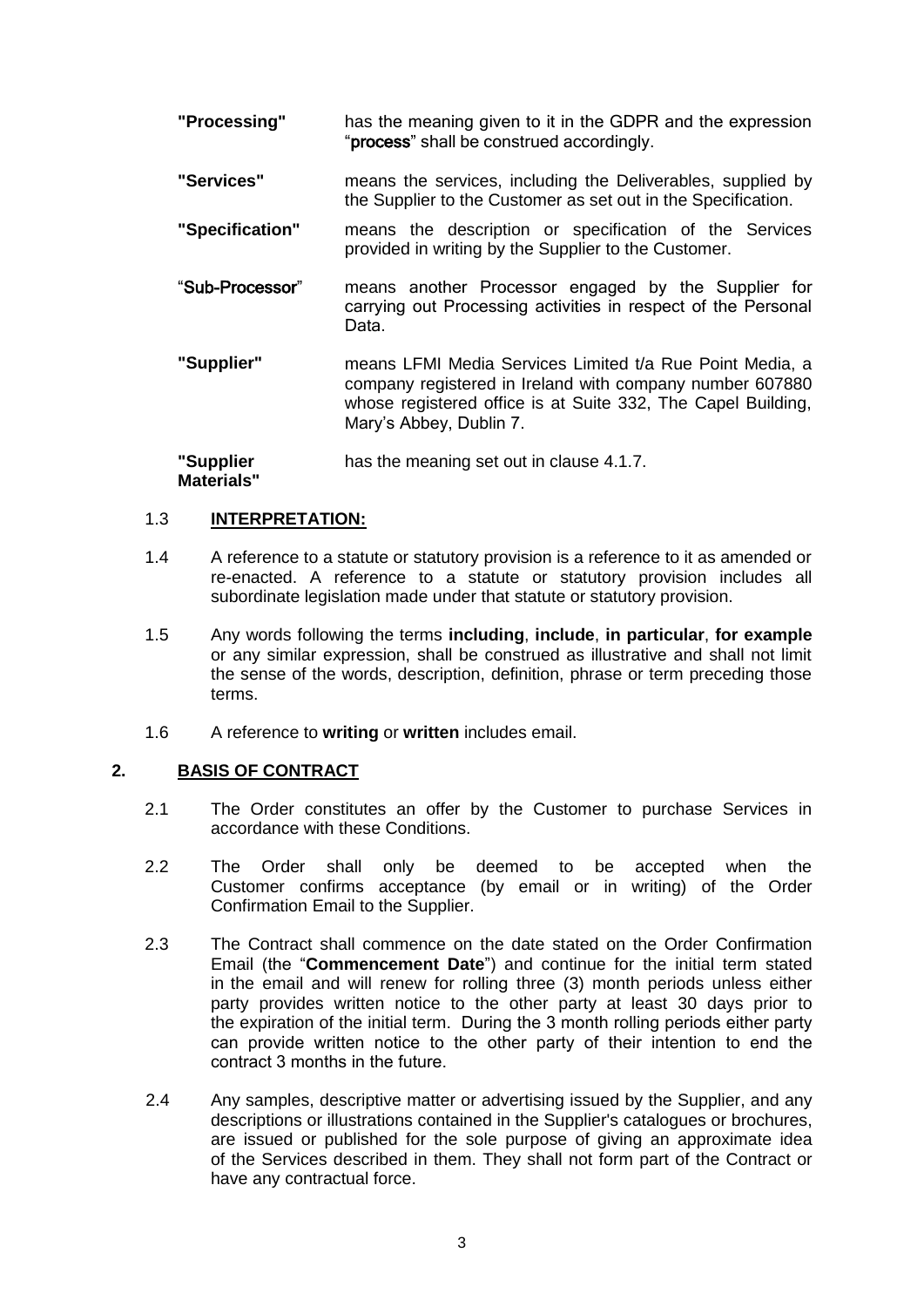**"Processing"** has the meaning given to it in the GDPR and the expression "**process**" shall be construed accordingly.

**"Services"** means the services, including the Deliverables, supplied by the Supplier to the Customer as set out in the Specification.

**"Specification"** means the description or specification of the Services provided in writing by the Supplier to the Customer.

"**Sub-Processor**" means another Processor engaged by the Supplier for carrying out Processing activities in respect of the Personal Data.

**"Supplier"** means LFMI Media Services Limited t/a Rue Point Media, a company registered in Ireland with company number 607880 whose registered office is at Suite 332, The Capel Building, Mary's Abbey, Dublin 7.

**"Supplier Materials"** has the meaning set out in clause 4.1.7.

1.3 **INTERPRETATION:**

1.4 A reference to a statute or statutory provision is a reference to it as amended or re-enacted. A reference to a statute or statutory provision includes all subordinate legislation made under that statute or statutory provision.

1.5 Any words following the terms **including**, **include**, **in particular**, **for example** or any similar expression, shall be construed as illustrative and shall not limit the sense of the words, description, definition, phrase or term preceding those terms.

1.6 A reference to **writing** or **written** includes email.

## 2. BASIS OF CONTRACT

2.1 The Order constitutes an offer by the Customer to purchase Services in accordance with these Conditions.

2.2 The Order shall only be deemed to be accepted when the Customer confirms acceptance (by email or in writing) of the Order Confirmation Email to the Supplier.

2.3 The Contract shall commence on the date stated on the Order Confirmation Email (the "**Commencement Date**") and continue for the initial term stated in the email and will renew for rolling three (3) month periods unless either party provides written notice to the other party at least 30 days prior to the expiration of the initial term. During the 3 month rolling periods either party can provide written notice to the other party of their intention to end the contract 3 months in the future.

2.4 Any samples, descriptive matter or advertising issued by the Supplier, and any descriptions or illustrations contained in the Supplier's catalogues or brochures, are issued or published for the sole purpose of giving an approximate idea of the Services described in them. They shall not form part of the Contract or have any contractual force.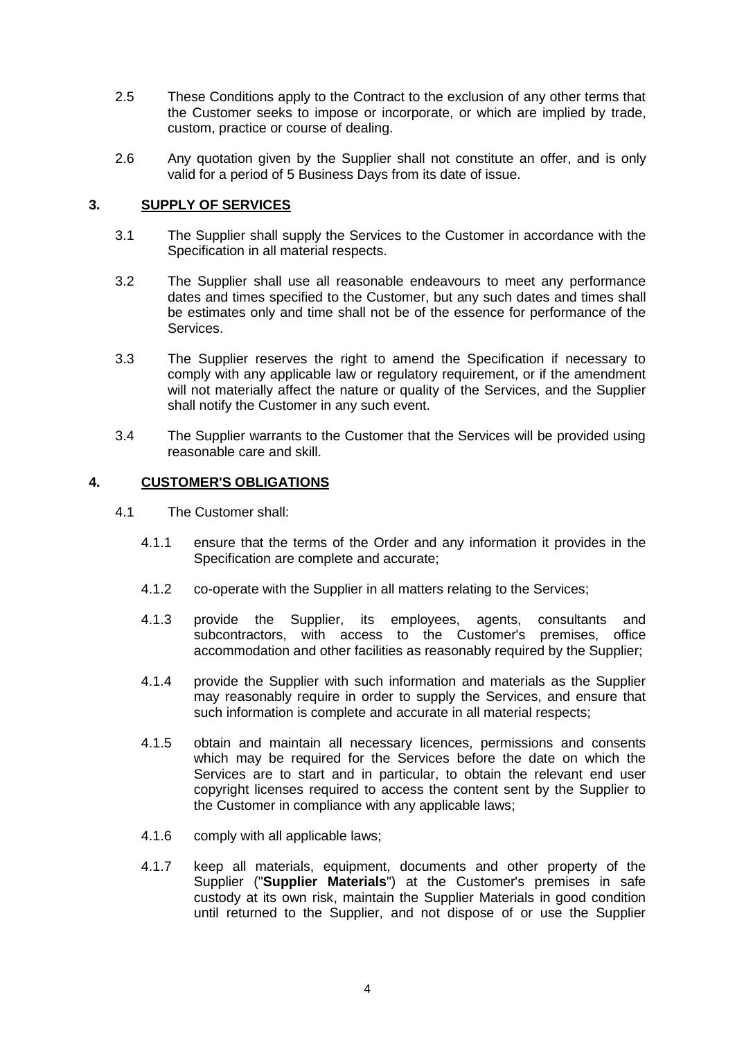2.5 These Conditions apply to the Contract to the exclusion of any other terms that the Customer seeks to impose or incorporate, or which are implied by trade, custom, practice or course of dealing.

2.6 Any quotation given by the Supplier shall not constitute an offer, and is only valid for a period of 5 Business Days from its date of issue.

## 3. SUPPLY OF SERVICES

3.1 The Supplier shall supply the Services to the Customer in accordance with the Specification in all material respects.

3.2 The Supplier shall use all reasonable endeavours to meet any performance dates and times specified to the Customer, but any such dates and times shall be estimates only and time shall not be of the essence for performance of the Services.

3.3 The Supplier reserves the right to amend the Specification if necessary to comply with any applicable law or regulatory requirement, or if the amendment will not materially affect the nature or quality of the Services, and the Supplier shall notify the Customer in any such event.

3.4 The Supplier warrants to the Customer that the Services will be provided using reasonable care and skill.

## 4. CUSTOMER'S OBLIGATIONS

4.1 The Customer shall:

4.1.1 ensure that the terms of the Order and any information it provides in the Specification are complete and accurate;

4.1.2 co-operate with the Supplier in all matters relating to the Services;

4.1.3 provide the Supplier, its employees, agents, consultants and subcontractors, with access to the Customer's premises, office accommodation and other facilities as reasonably required by the Supplier;

4.1.4 provide the Supplier with such information and materials as the Supplier may reasonably require in order to supply the Services, and ensure that such information is complete and accurate in all material respects;

4.1.5 obtain and maintain all necessary licences, permissions and consents which may be required for the Services before the date on which the Services are to start and in particular, to obtain the relevant end user copyright licenses required to access the content sent by the Supplier to the Customer in compliance with any applicable laws;

4.1.6 comply with all applicable laws;

4.1.7 keep all materials, equipment, documents and other property of the Supplier ("**Supplier Materials**") at the Customer's premises in safe custody at its own risk, maintain the Supplier Materials in good condition until returned to the Supplier, and not dispose of or use the Supplier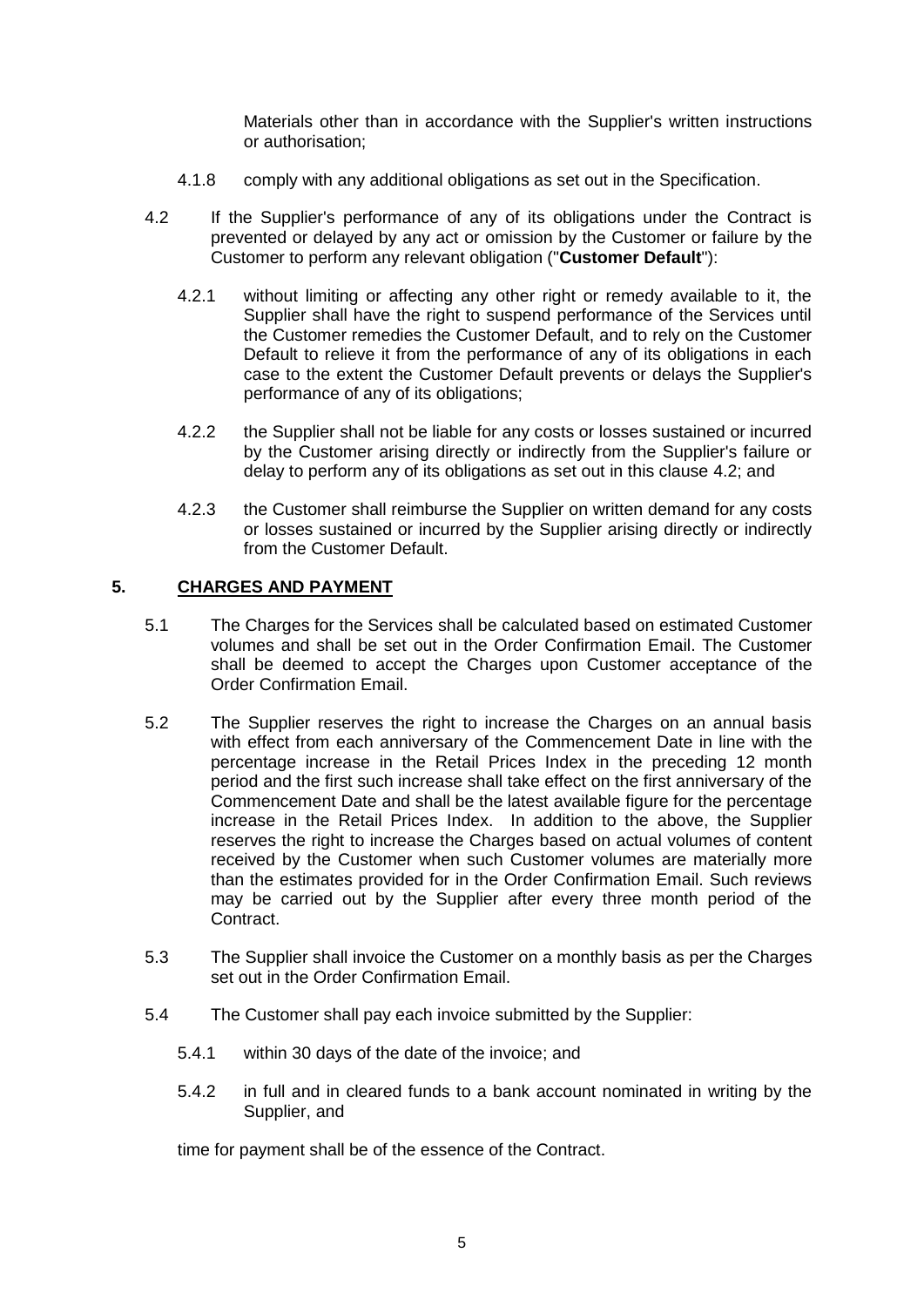Materials other than in accordance with the Supplier's written instructions or authorisation;

4.1.8 comply with any additional obligations as set out in the Specification.

4.2 If the Supplier's performance of any of its obligations under the Contract is prevented or delayed by any act or omission by the Customer or failure by the Customer to perform any relevant obligation ("**Customer Default**"):

4.2.1 without limiting or affecting any other right or remedy available to it, the Supplier shall have the right to suspend performance of the Services until the Customer remedies the Customer Default, and to rely on the Customer Default to relieve it from the performance of any of its obligations in each case to the extent the Customer Default prevents or delays the Supplier's performance of any of its obligations;

4.2.2 the Supplier shall not be liable for any costs or losses sustained or incurred by the Customer arising directly or indirectly from the Supplier's failure or delay to perform any of its obligations as set out in this clause 4.2; and

4.2.3 the Customer shall reimburse the Supplier on written demand for any costs or losses sustained or incurred by the Supplier arising directly or indirectly from the Customer Default.

## 5. CHARGES AND PAYMENT

5.1 The Charges for the Services shall be calculated based on estimated Customer volumes and shall be set out in the Order Confirmation Email. The Customer shall be deemed to accept the Charges upon Customer acceptance of the Order Confirmation Email.

5.2 The Supplier reserves the right to increase the Charges on an annual basis with effect from each anniversary of the Commencement Date in line with the percentage increase in the Retail Prices Index in the preceding 12 month period and the first such increase shall take effect on the first anniversary of the Commencement Date and shall be the latest available figure for the percentage increase in the Retail Prices Index. In addition to the above, the Supplier reserves the right to increase the Charges based on actual volumes of content received by the Customer when such Customer volumes are materially more than the estimates provided for in the Order Confirmation Email. Such reviews may be carried out by the Supplier after every three month period of the Contract.

5.3 The Supplier shall invoice the Customer on a monthly basis as per the Charges set out in the Order Confirmation Email.

5.4 The Customer shall pay each invoice submitted by the Supplier:

5.4.1 within 30 days of the date of the invoice; and

5.4.2 in full and in cleared funds to a bank account nominated in writing by the Supplier, and

time for payment shall be of the essence of the Contract.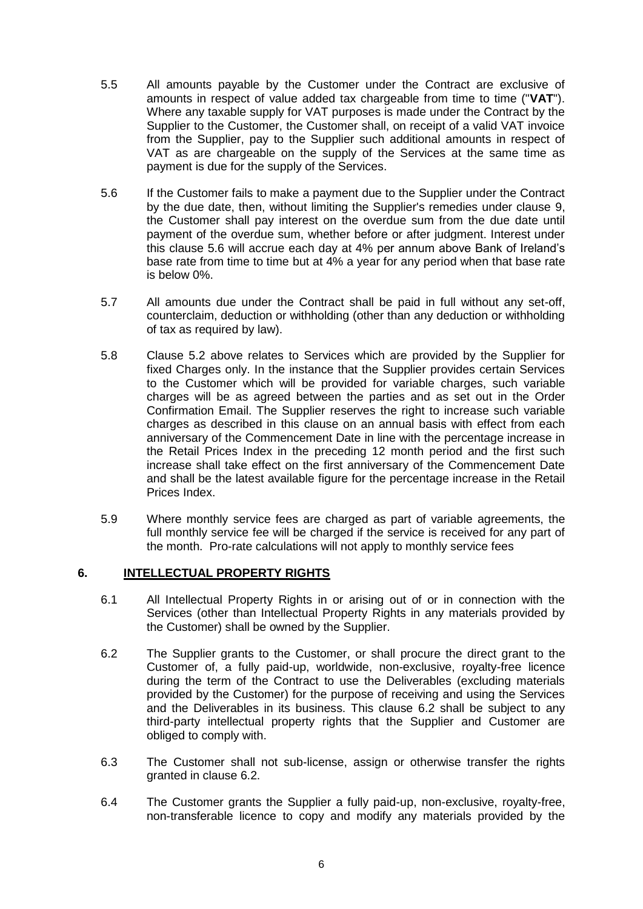5.5 All amounts payable by the Customer under the Contract are exclusive of amounts in respect of value added tax chargeable from time to time ("**VAT**"). Where any taxable supply for VAT purposes is made under the Contract by the Supplier to the Customer, the Customer shall, on receipt of a valid VAT invoice from the Supplier, pay to the Supplier such additional amounts in respect of VAT as are chargeable on the supply of the Services at the same time as payment is due for the supply of the Services.

5.6 If the Customer fails to make a payment due to the Supplier under the Contract by the due date, then, without limiting the Supplier's remedies under clause 9, the Customer shall pay interest on the overdue sum from the due date until payment of the overdue sum, whether before or after judgment. Interest under this clause 5.6 will accrue each day at 4% per annum above Bank of Ireland's base rate from time to time but at 4% a year for any period when that base rate is below 0%.

5.7 All amounts due under the Contract shall be paid in full without any set-off, counterclaim, deduction or withholding (other than any deduction or withholding of tax as required by law).

5.8 Clause 5.2 above relates to Services which are provided by the Supplier for fixed Charges only. In the instance that the Supplier provides certain Services to the Customer which will be provided for variable charges, such variable charges will be as agreed between the parties and as set out in the Order Confirmation Email. The Supplier reserves the right to increase such variable charges as described in this clause on an annual basis with effect from each anniversary of the Commencement Date in line with the percentage increase in the Retail Prices Index in the preceding 12 month period and the first such increase shall take effect on the first anniversary of the Commencement Date and shall be the latest available figure for the percentage increase in the Retail Prices Index.

5.9 Where monthly service fees are charged as part of variable agreements, the full monthly service fee will be charged if the service is received for any part of the month. Pro-rate calculations will not apply to monthly service fees

## 6. INTELLECTUAL PROPERTY RIGHTS

6.1 All Intellectual Property Rights in or arising out of or in connection with the Services (other than Intellectual Property Rights in any materials provided by the Customer) shall be owned by the Supplier.

6.2 The Supplier grants to the Customer, or shall procure the direct grant to the Customer of, a fully paid-up, worldwide, non-exclusive, royalty-free licence during the term of the Contract to use the Deliverables (excluding materials provided by the Customer) for the purpose of receiving and using the Services and the Deliverables in its business. This clause 6.2 shall be subject to any third-party intellectual property rights that the Supplier and Customer are obliged to comply with.

6.3 The Customer shall not sub-license, assign or otherwise transfer the rights granted in clause 6.2.

6.4 The Customer grants the Supplier a fully paid-up, non-exclusive, royalty-free, non-transferable licence to copy and modify any materials provided by the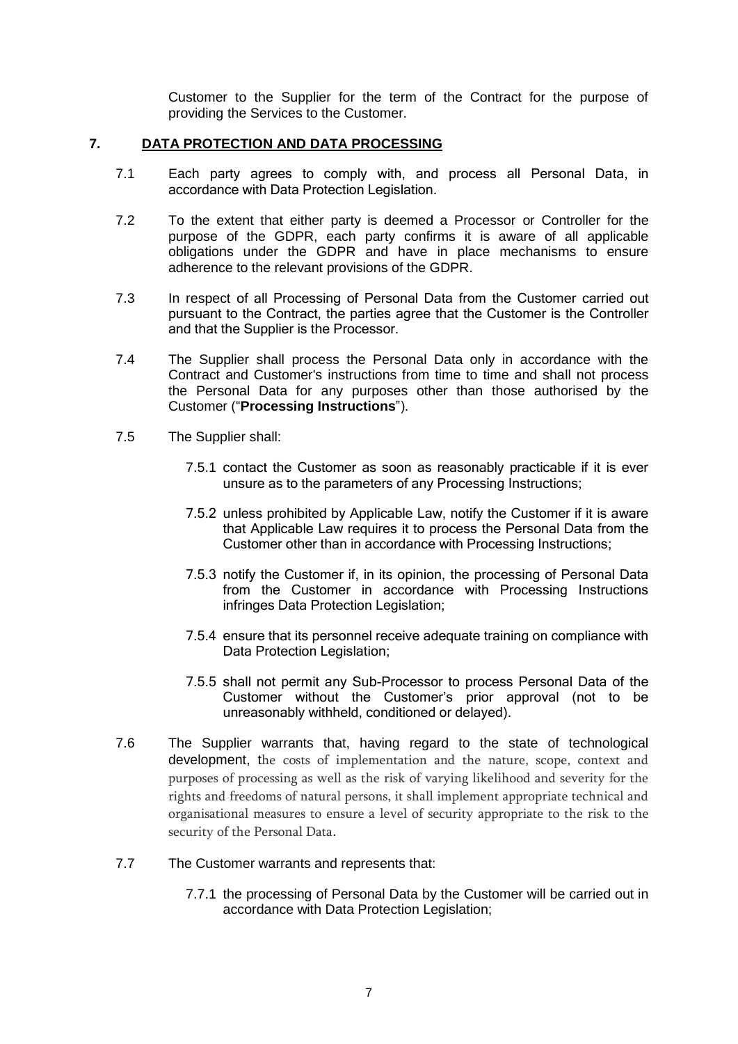Customer to the Supplier for the term of the Contract for the purpose of providing the Services to the Customer.

## 7. DATA PROTECTION AND DATA PROCESSING

7.1 Each party agrees to comply with, and process all Personal Data, in accordance with Data Protection Legislation.

7.2 To the extent that either party is deemed a Processor or Controller for the purpose of the GDPR, each party confirms it is aware of all applicable obligations under the GDPR and have in place mechanisms to ensure adherence to the relevant provisions of the GDPR.

7.3 In respect of all Processing of Personal Data from the Customer carried out pursuant to the Contract, the parties agree that the Customer is the Controller and that the Supplier is the Processor.

7.4 The Supplier shall process the Personal Data only in accordance with the Contract and Customer's instructions from time to time and shall not process the Personal Data for any purposes other than those authorised by the Customer ("**Processing Instructions**").

7.5 The Supplier shall:

7.5.1 contact the Customer as soon as reasonably practicable if it is ever unsure as to the parameters of any Processing Instructions;

7.5.2 unless prohibited by Applicable Law, notify the Customer if it is aware that Applicable Law requires it to process the Personal Data from the Customer other than in accordance with Processing Instructions;

7.5.3 notify the Customer if, in its opinion, the processing of Personal Data from the Customer in accordance with Processing Instructions infringes Data Protection Legislation;

7.5.4 ensure that its personnel receive adequate training on compliance with Data Protection Legislation;

7.5.5 shall not permit any Sub-Processor to process Personal Data of the Customer without the Customer's prior approval (not to be unreasonably withheld, conditioned or delayed).

7.6 The Supplier warrants that, having regard to the state of technological development, the costs of implementation and the nature, scope, context and purposes of processing as well as the risk of varying likelihood and severity for the rights and freedoms of natural persons, it shall implement appropriate technical and organisational measures to ensure a level of security appropriate to the risk to the security of the Personal Data.

7.7 The Customer warrants and represents that:

7.7.1 the processing of Personal Data by the Customer will be carried out in accordance with Data Protection Legislation;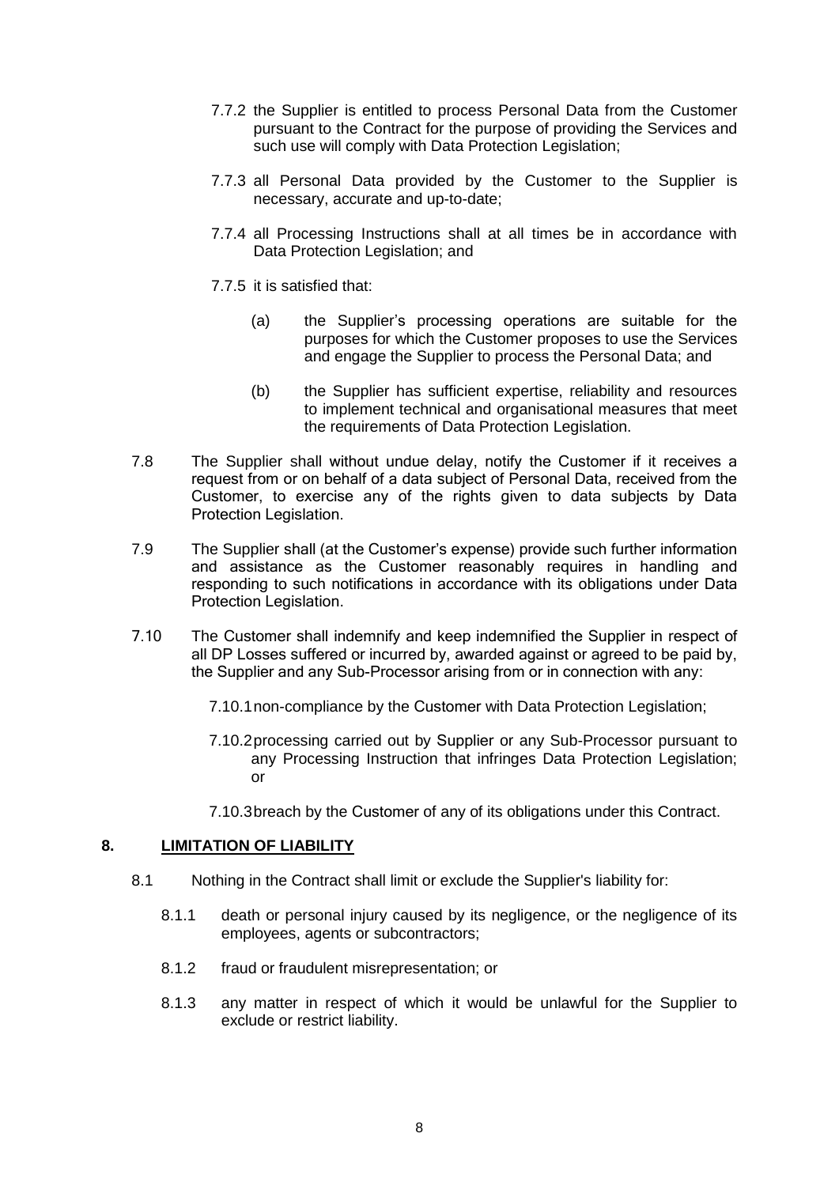7.7.2 the Supplier is entitled to process Personal Data from the Customer pursuant to the Contract for the purpose of providing the Services and such use will comply with Data Protection Legislation;

7.7.3 all Personal Data provided by the Customer to the Supplier is necessary, accurate and up-to-date;

7.7.4 all Processing Instructions shall at all times be in accordance with Data Protection Legislation; and

7.7.5 it is satisfied that:

(a) the Supplier's processing operations are suitable for the purposes for which the Customer proposes to use the Services and engage the Supplier to process the Personal Data; and

(b) the Supplier has sufficient expertise, reliability and resources to implement technical and organisational measures that meet the requirements of Data Protection Legislation.

7.8 The Supplier shall without undue delay, notify the Customer if it receives a request from or on behalf of a data subject of Personal Data, received from the Customer, to exercise any of the rights given to data subjects by Data Protection Legislation.

7.9 The Supplier shall (at the Customer's expense) provide such further information and assistance as the Customer reasonably requires in handling and responding to such notifications in accordance with its obligations under Data Protection Legislation.

7.10 The Customer shall indemnify and keep indemnified the Supplier in respect of all DP Losses suffered or incurred by, awarded against or agreed to be paid by, the Supplier and any Sub-Processor arising from or in connection with any:

7.10.1 non-compliance by the Customer with Data Protection Legislation;

7.10.2 processing carried out by Supplier or any Sub-Processor pursuant to any Processing Instruction that infringes Data Protection Legislation; or

7.10.3 breach by the Customer of any of its obligations under this Contract.

## 8. LIMITATION OF LIABILITY

8.1 Nothing in the Contract shall limit or exclude the Supplier's liability for:

8.1.1 death or personal injury caused by its negligence, or the negligence of its employees, agents or subcontractors;

8.1.2 fraud or fraudulent misrepresentation; or

8.1.3 any matter in respect of which it would be unlawful for the Supplier to exclude or restrict liability.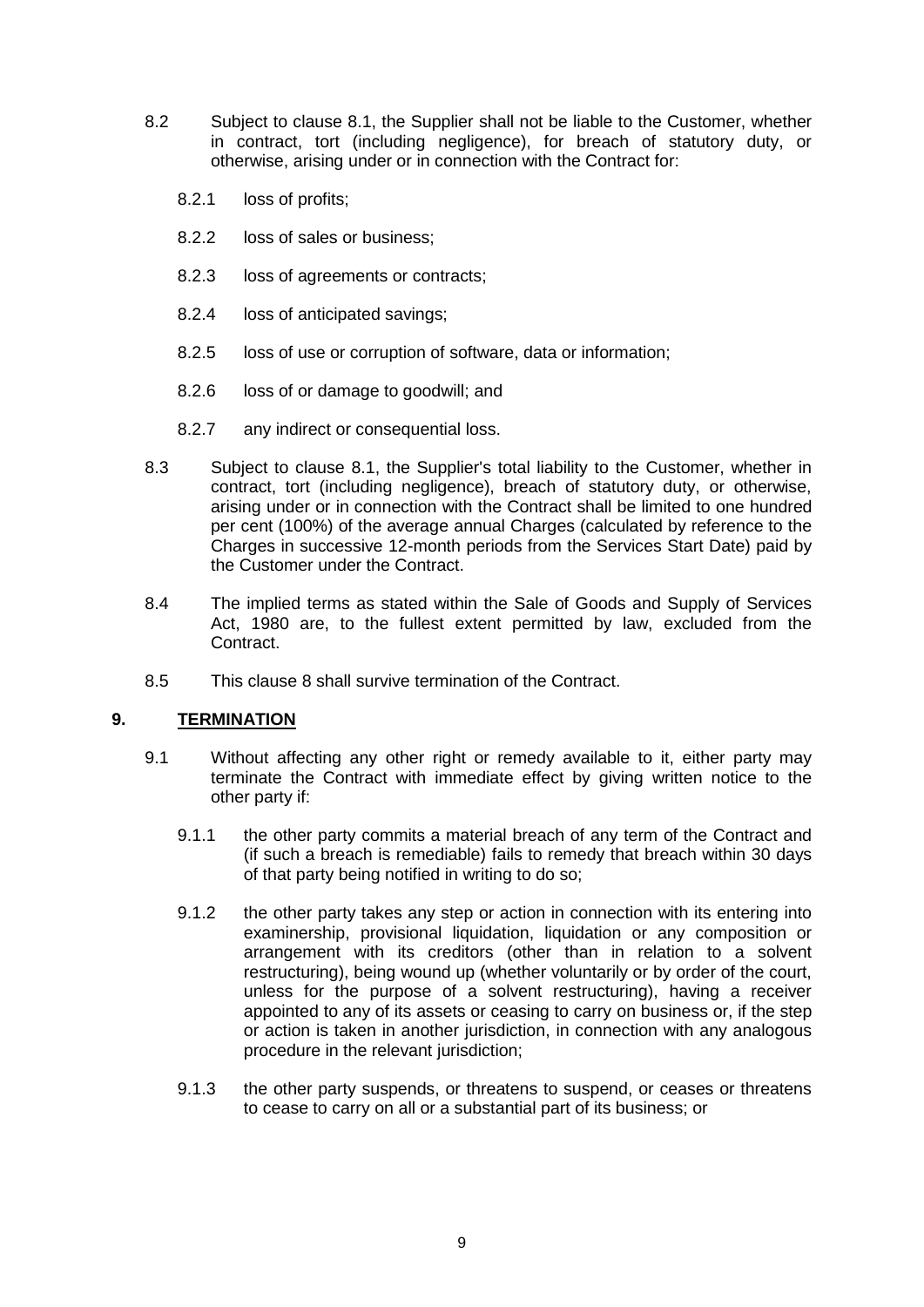8.2 Subject to clause 8.1, the Supplier shall not be liable to the Customer, whether in contract, tort (including negligence), for breach of statutory duty, or otherwise, arising under or in connection with the Contract for:

8.2.1 loss of profits;

8.2.2 loss of sales or business;

8.2.3 loss of agreements or contracts;

8.2.4 loss of anticipated savings;

8.2.5 loss of use or corruption of software, data or information;

8.2.6 loss of or damage to goodwill; and

8.2.7 any indirect or consequential loss.

8.3 Subject to clause 8.1, the Supplier's total liability to the Customer, whether in contract, tort (including negligence), breach of statutory duty, or otherwise, arising under or in connection with the Contract shall be limited to one hundred per cent (100%) of the average annual Charges (calculated by reference to the Charges in successive 12-month periods from the Services Start Date) paid by the Customer under the Contract.

8.4 The implied terms as stated within the Sale of Goods and Supply of Services Act, 1980 are, to the fullest extent permitted by law, excluded from the Contract.

8.5 This clause 8 shall survive termination of the Contract.

## 9. TERMINATION

9.1 Without affecting any other right or remedy available to it, either party may terminate the Contract with immediate effect by giving written notice to the other party if:

9.1.1 the other party commits a material breach of any term of the Contract and (if such a breach is remediable) fails to remedy that breach within 30 days of that party being notified in writing to do so;

9.1.2 the other party takes any step or action in connection with its entering into examinership, provisional liquidation, liquidation or any composition or arrangement with its creditors (other than in relation to a solvent restructuring), being wound up (whether voluntarily or by order of the court, unless for the purpose of a solvent restructuring), having a receiver appointed to any of its assets or ceasing to carry on business or, if the step or action is taken in another jurisdiction, in connection with any analogous procedure in the relevant jurisdiction;

9.1.3 the other party suspends, or threatens to suspend, or ceases or threatens to cease to carry on all or a substantial part of its business; or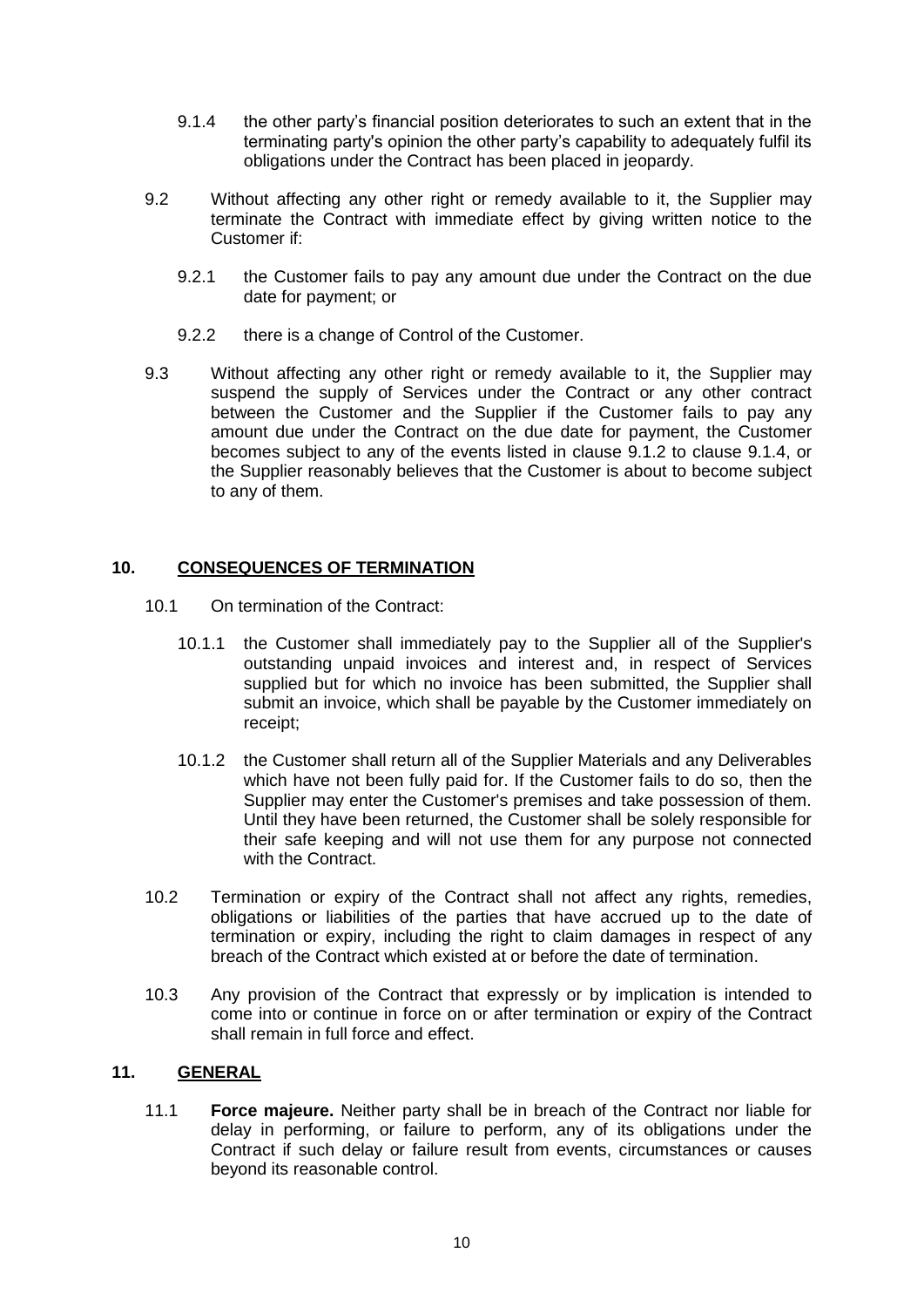9.1.4 the other party's financial position deteriorates to such an extent that in the terminating party's opinion the other party's capability to adequately fulfil its obligations under the Contract has been placed in jeopardy.

9.2 Without affecting any other right or remedy available to it, the Supplier may terminate the Contract with immediate effect by giving written notice to the Customer if:

9.2.1 the Customer fails to pay any amount due under the Contract on the due date for payment; or

9.2.2 there is a change of Control of the Customer.

9.3 Without affecting any other right or remedy available to it, the Supplier may suspend the supply of Services under the Contract or any other contract between the Customer and the Supplier if the Customer fails to pay any amount due under the Contract on the due date for payment, the Customer becomes subject to any of the events listed in clause 9.1.2 to clause 9.1.4, or the Supplier reasonably believes that the Customer is about to become subject to any of them.

## 10. CONSEQUENCES OF TERMINATION

10.1 On termination of the Contract:

10.1.1 the Customer shall immediately pay to the Supplier all of the Supplier's outstanding unpaid invoices and interest and, in respect of Services supplied but for which no invoice has been submitted, the Supplier shall submit an invoice, which shall be payable by the Customer immediately on receipt;

10.1.2 the Customer shall return all of the Supplier Materials and any Deliverables which have not been fully paid for. If the Customer fails to do so, then the Supplier may enter the Customer's premises and take possession of them. Until they have been returned, the Customer shall be solely responsible for their safe keeping and will not use them for any purpose not connected with the Contract.

10.2 Termination or expiry of the Contract shall not affect any rights, remedies, obligations or liabilities of the parties that have accrued up to the date of termination or expiry, including the right to claim damages in respect of any breach of the Contract which existed at or before the date of termination.

10.3 Any provision of the Contract that expressly or by implication is intended to come into or continue in force on or after termination or expiry of the Contract shall remain in full force and effect.

## 11. GENERAL

11.1 **Force majeure.** Neither party shall be in breach of the Contract nor liable for delay in performing, or failure to perform, any of its obligations under the Contract if such delay or failure result from events, circumstances or causes beyond its reasonable control.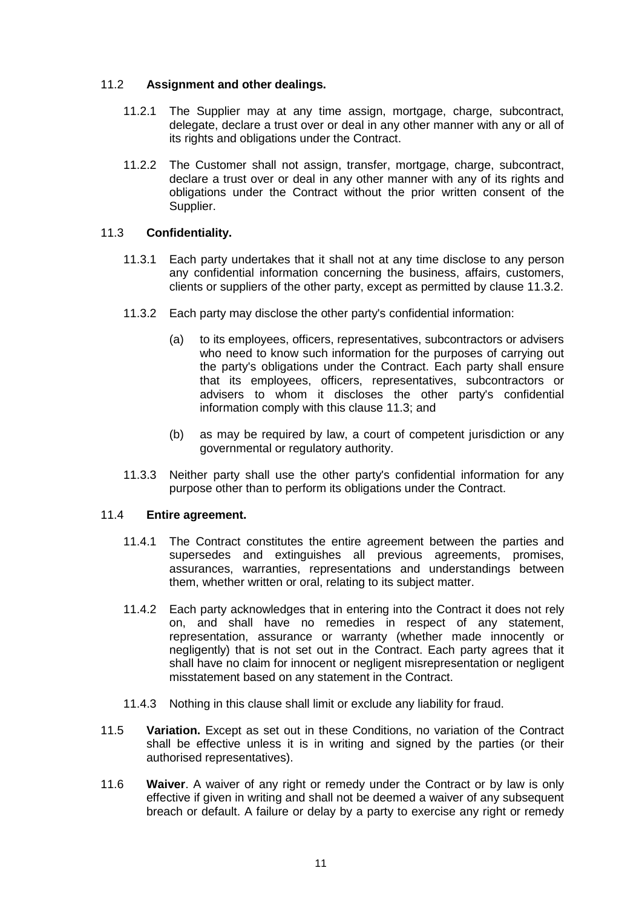11.2 **Assignment and other dealings.**

11.2.1 The Supplier may at any time assign, mortgage, charge, subcontract, delegate, declare a trust over or deal in any other manner with any or all of its rights and obligations under the Contract.

11.2.2 The Customer shall not assign, transfer, mortgage, charge, subcontract, declare a trust over or deal in any other manner with any of its rights and obligations under the Contract without the prior written consent of the Supplier.

11.3 **Confidentiality.**

11.3.1 Each party undertakes that it shall not at any time disclose to any person any confidential information concerning the business, affairs, customers, clients or suppliers of the other party, except as permitted by clause 11.3.2.

11.3.2 Each party may disclose the other party's confidential information:

(a) to its employees, officers, representatives, subcontractors or advisers who need to know such information for the purposes of carrying out the party's obligations under the Contract. Each party shall ensure that its employees, officers, representatives, subcontractors or advisers to whom it discloses the other party's confidential information comply with this clause 11.3; and

(b) as may be required by law, a court of competent jurisdiction or any governmental or regulatory authority.

11.3.3 Neither party shall use the other party's confidential information for any purpose other than to perform its obligations under the Contract.

11.4 **Entire agreement.**

11.4.1 The Contract constitutes the entire agreement between the parties and supersedes and extinguishes all previous agreements, promises, assurances, warranties, representations and understandings between them, whether written or oral, relating to its subject matter.

11.4.2 Each party acknowledges that in entering into the Contract it does not rely on, and shall have no remedies in respect of any statement, representation, assurance or warranty (whether made innocently or negligently) that is not set out in the Contract. Each party agrees that it shall have no claim for innocent or negligent misrepresentation or negligent misstatement based on any statement in the Contract.

11.4.3 Nothing in this clause shall limit or exclude any liability for fraud.

11.5 **Variation.** Except as set out in these Conditions, no variation of the Contract shall be effective unless it is in writing and signed by the parties (or their authorised representatives).

11.6 **Waiver**. A waiver of any right or remedy under the Contract or by law is only effective if given in writing and shall not be deemed a waiver of any subsequent breach or default. A failure or delay by a party to exercise any right or remedy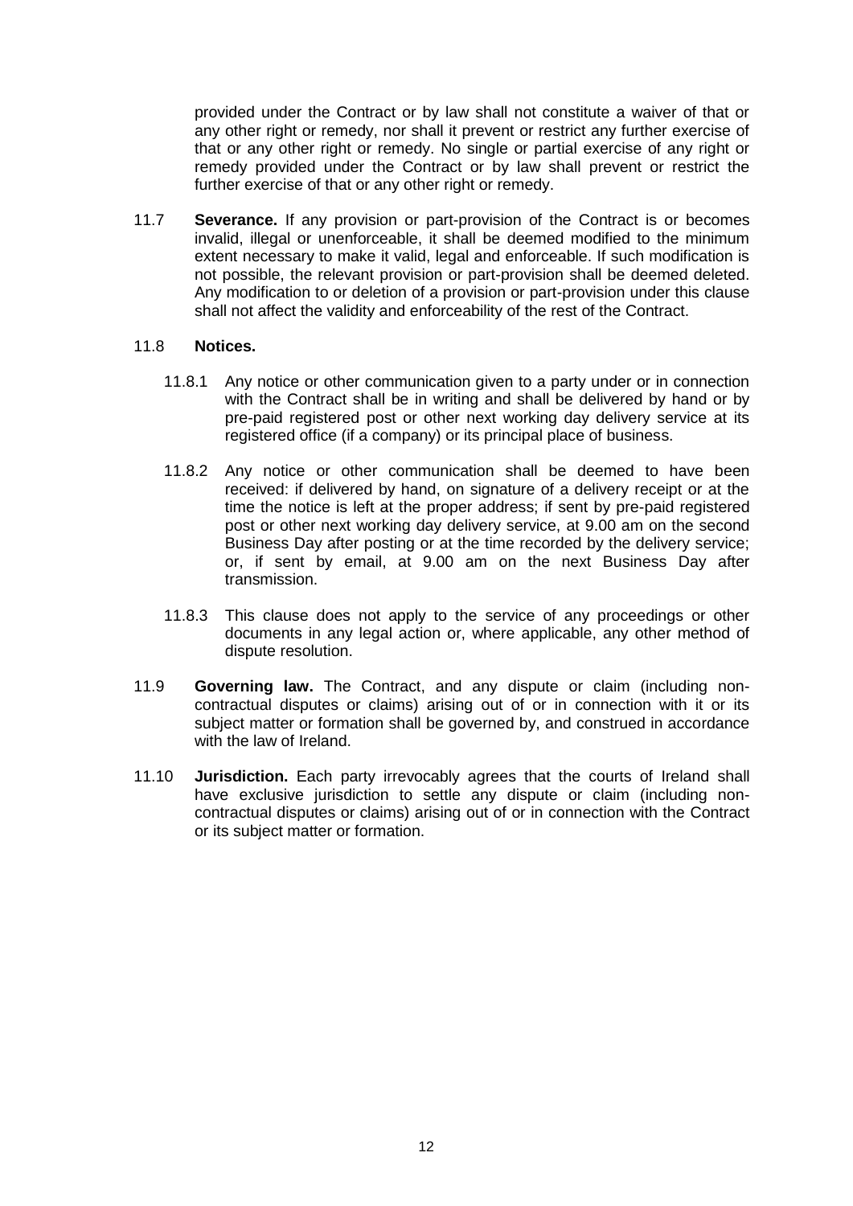provided under the Contract or by law shall not constitute a waiver of that or any other right or remedy, nor shall it prevent or restrict any further exercise of that or any other right or remedy. No single or partial exercise of any right or remedy provided under the Contract or by law shall prevent or restrict the further exercise of that or any other right or remedy.

11.7 **Severance.** If any provision or part-provision of the Contract is or becomes invalid, illegal or unenforceable, it shall be deemed modified to the minimum extent necessary to make it valid, legal and enforceable. If such modification is not possible, the relevant provision or part-provision shall be deemed deleted. Any modification to or deletion of a provision or part-provision under this clause shall not affect the validity and enforceability of the rest of the Contract.

11.8 **Notices.**

11.8.1 Any notice or other communication given to a party under or in connection with the Contract shall be in writing and shall be delivered by hand or by pre-paid registered post or other next working day delivery service at its registered office (if a company) or its principal place of business.

11.8.2 Any notice or other communication shall be deemed to have been received: if delivered by hand, on signature of a delivery receipt or at the time the notice is left at the proper address; if sent by pre-paid registered post or other next working day delivery service, at 9.00 am on the second Business Day after posting or at the time recorded by the delivery service; or, if sent by email, at 9.00 am on the next Business Day after transmission.

11.8.3 This clause does not apply to the service of any proceedings or other documents in any legal action or, where applicable, any other method of dispute resolution.

11.9 **Governing law.** The Contract, and any dispute or claim (including non-contractual disputes or claims) arising out of or in connection with it or its subject matter or formation shall be governed by, and construed in accordance with the law of Ireland.

11.10 **Jurisdiction.** Each party irrevocably agrees that the courts of Ireland shall have exclusive jurisdiction to settle any dispute or claim (including non-contractual disputes or claims) arising out of or in connection with the Contract or its subject matter or formation.